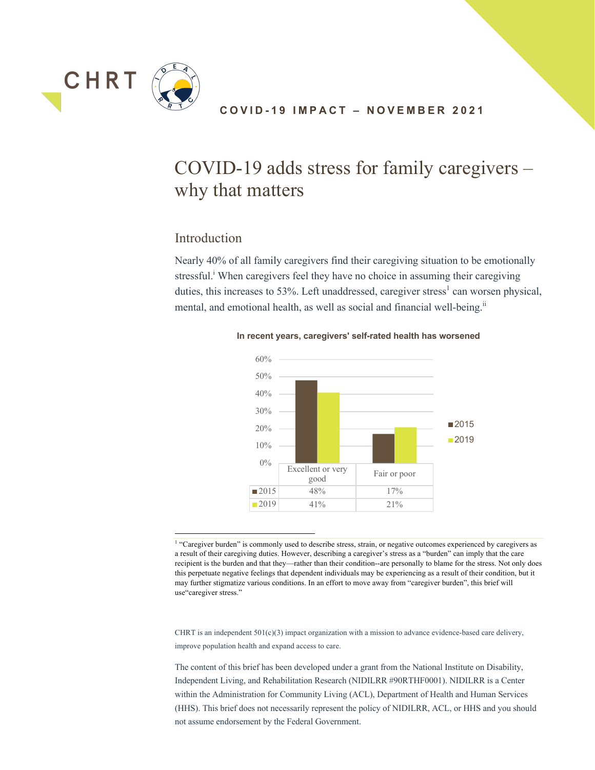CHRT

COVID-19 IMPACT – NOVEMBER 2021

# COVID-19 adds stress for family caregivers – why that matters

## Introduction

Nearly 40% of all family caregivers find their caregiving situation to be emotionally stressful.[i] When caregivers feel they have no choice in assuming their caregiving duties, this increases to 53%. Left unaddressed, caregiver stress[1] can worsen physical, mental, and emotional health, as well as social and financial well-being.[ii]

**In recent years, caregivers' self-rated health has worsened**

| | Excellent or very good | Fair or poor |
|---|---|---|
| 2015 | 48% | 17% |
| 2019 | 41% | 21% |

[1] "Caregiver burden" is commonly used to describe stress, strain, or negative outcomes experienced by caregivers as a result of their caregiving duties. However, describing a caregiver's stress as a "burden" can imply that the care recipient is the burden and that they—rather than their condition--are personally to blame for the stress. Not only does this perpetuate negative feelings that dependent individuals may be experiencing as a result of their condition, but it may further stigmatize various conditions. In an effort to move away from "caregiver burden", this brief will use"caregiver stress."

CHRT is an independent 501(c)(3) impact organization with a mission to advance evidence-based care delivery, improve population health and expand access to care.

The content of this brief has been developed under a grant from the National Institute on Disability, Independent Living, and Rehabilitation Research (NIDILRR #90RTHF0001). NIDILRR is a Center within the Administration for Community Living (ACL), Department of Health and Human Services (HHS). This brief does not necessarily represent the policy of NIDILRR, ACL, or HHS and you should not assume endorsement by the Federal Government.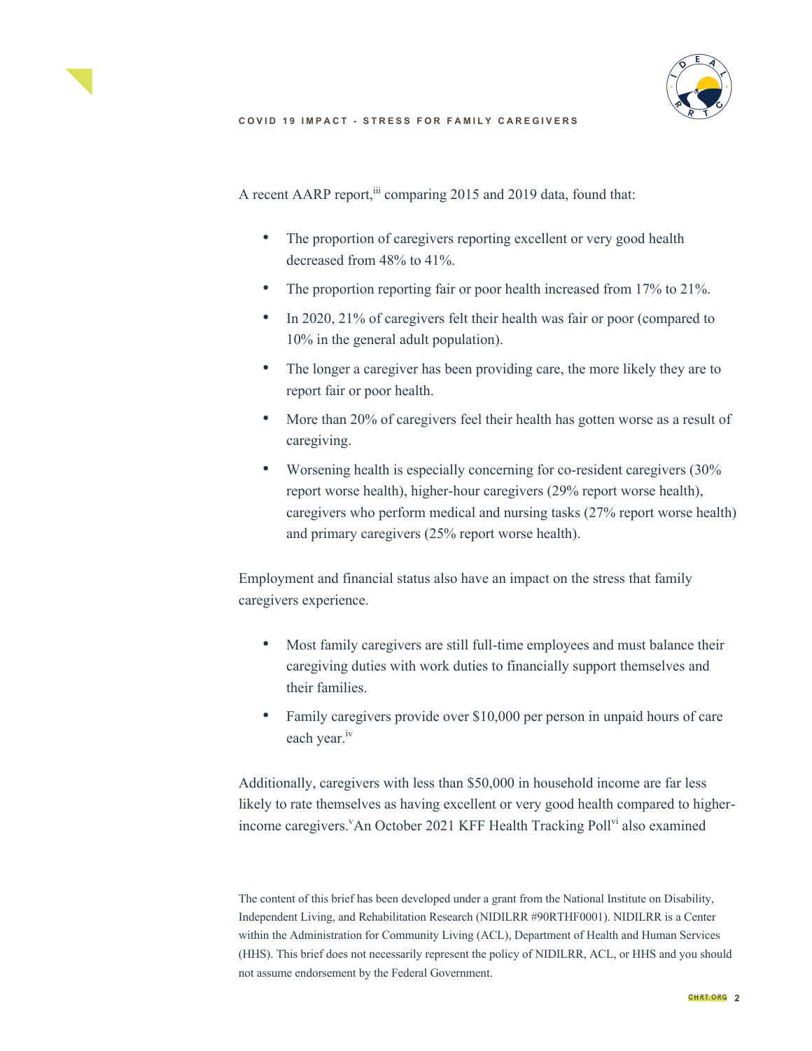A recent AARP report,[iii] comparing 2015 and 2019 data, found that:

- The proportion of caregivers reporting excellent or very good health decreased from 48% to 41%.
- The proportion reporting fair or poor health increased from 17% to 21%.
- In 2020, 21% of caregivers felt their health was fair or poor (compared to 10% in the general adult population).
- The longer a caregiver has been providing care, the more likely they are to report fair or poor health.
- More than 20% of caregivers feel their health has gotten worse as a result of caregiving.
- Worsening health is especially concerning for co-resident caregivers (30% report worse health), higher-hour caregivers (29% report worse health), caregivers who perform medical and nursing tasks (27% report worse health) and primary caregivers (25% report worse health).

Employment and financial status also have an impact on the stress that family caregivers experience.

- Most family caregivers are still full-time employees and must balance their caregiving duties with work duties to financially support themselves and their families.
- Family caregivers provide over $10,000 per person in unpaid hours of care each year.[iv]

Additionally, caregivers with less than $50,000 in household income are far less likely to rate themselves as having excellent or very good health compared to higher-income caregivers.[v] An October 2021 KFF Health Tracking Poll[vi] also examined

The content of this brief has been developed under a grant from the National Institute on Disability, Independent Living, and Rehabilitation Research (NIDILRR #90RTHF0001). NIDILRR is a Center within the Administration for Community Living (ACL), Department of Health and Human Services (HHS). This brief does not necessarily represent the policy of NIDILRR, ACL, or HHS and you should not assume endorsement by the Federal Government.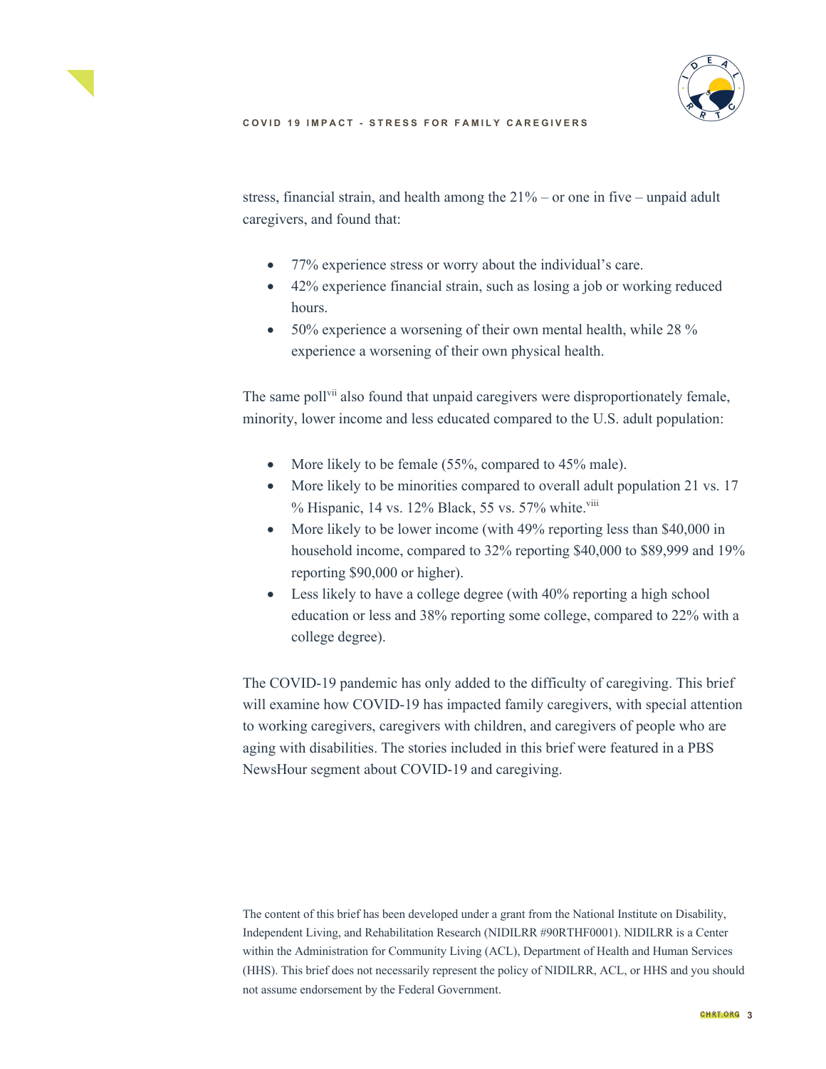stress, financial strain, and health among the 21% – or one in five – unpaid adult caregivers, and found that:

- 77% experience stress or worry about the individual's care.
- 42% experience financial strain, such as losing a job or working reduced hours.
- 50% experience a worsening of their own mental health, while 28 % experience a worsening of their own physical health.

The same poll[vii] also found that unpaid caregivers were disproportionately female, minority, lower income and less educated compared to the U.S. adult population:

- More likely to be female (55%, compared to 45% male).
- More likely to be minorities compared to overall adult population 21 vs. 17 % Hispanic, 14 vs. 12% Black, 55 vs. 57% white.[viii]
- More likely to be lower income (with 49% reporting less than $40,000 in household income, compared to 32% reporting $40,000 to $89,999 and 19% reporting $90,000 or higher).
- Less likely to have a college degree (with 40% reporting a high school education or less and 38% reporting some college, compared to 22% with a college degree).

The COVID-19 pandemic has only added to the difficulty of caregiving. This brief will examine how COVID-19 has impacted family caregivers, with special attention to working caregivers, caregivers with children, and caregivers of people who are aging with disabilities. The stories included in this brief were featured in a PBS NewsHour segment about COVID-19 and caregiving.

The content of this brief has been developed under a grant from the National Institute on Disability, Independent Living, and Rehabilitation Research (NIDILRR #90RTHF0001). NIDILRR is a Center within the Administration for Community Living (ACL), Department of Health and Human Services (HHS). This brief does not necessarily represent the policy of NIDILRR, ACL, or HHS and you should not assume endorsement by the Federal Government.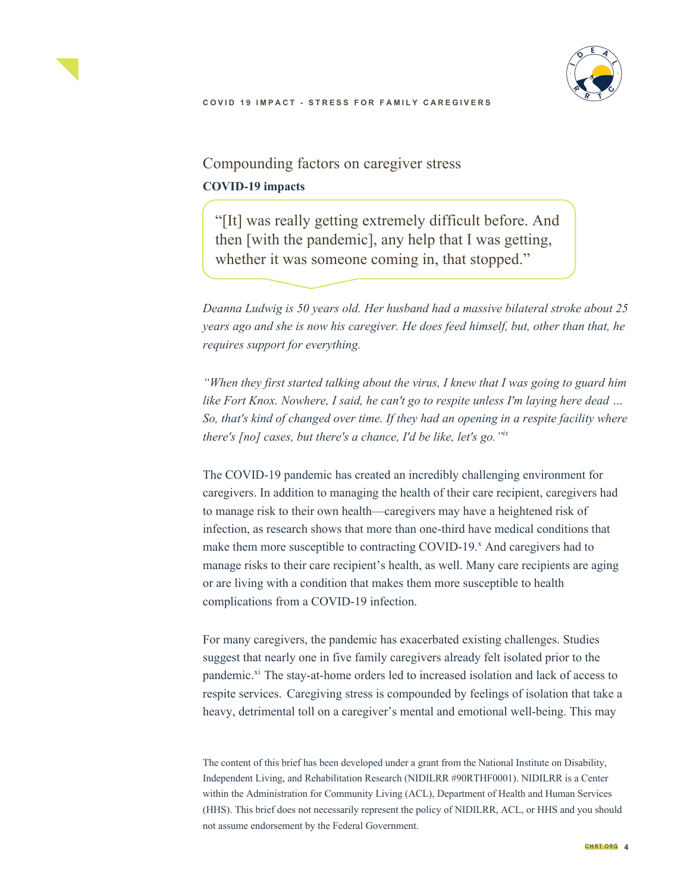## Compounding factors on caregiver stress

### COVID-19 impacts

> "[It] was really getting extremely difficult before. And then [with the pandemic], any help that I was getting, whether it was someone coming in, that stopped."

*Deanna Ludwig is 50 years old. Her husband had a massive bilateral stroke about 25 years ago and she is now his caregiver. He does feed himself, but, other than that, he requires support for everything.*

*"When they first started talking about the virus, I knew that I was going to guard him like Fort Knox. Nowhere, I said, he can't go to respite unless I'm laying here dead … So, that's kind of changed over time. If they had an opening in a respite facility where there's [no] cases, but there's a chance, I'd be like, let's go."*[ix]

The COVID-19 pandemic has created an incredibly challenging environment for caregivers. In addition to managing the health of their care recipient, caregivers had to manage risk to their own health—caregivers may have a heightened risk of infection, as research shows that more than one-third have medical conditions that make them more susceptible to contracting COVID-19.[x] And caregivers had to manage risks to their care recipient's health, as well. Many care recipients are aging or are living with a condition that makes them more susceptible to health complications from a COVID-19 infection.

For many caregivers, the pandemic has exacerbated existing challenges. Studies suggest that nearly one in five family caregivers already felt isolated prior to the pandemic.[xi] The stay-at-home orders led to increased isolation and lack of access to respite services. Caregiving stress is compounded by feelings of isolation that take a heavy, detrimental toll on a caregiver's mental and emotional well-being. This may

The content of this brief has been developed under a grant from the National Institute on Disability, Independent Living, and Rehabilitation Research (NIDILRR #90RTHF0001). NIDILRR is a Center within the Administration for Community Living (ACL), Department of Health and Human Services (HHS). This brief does not necessarily represent the policy of NIDILRR, ACL, or HHS and you should not assume endorsement by the Federal Government.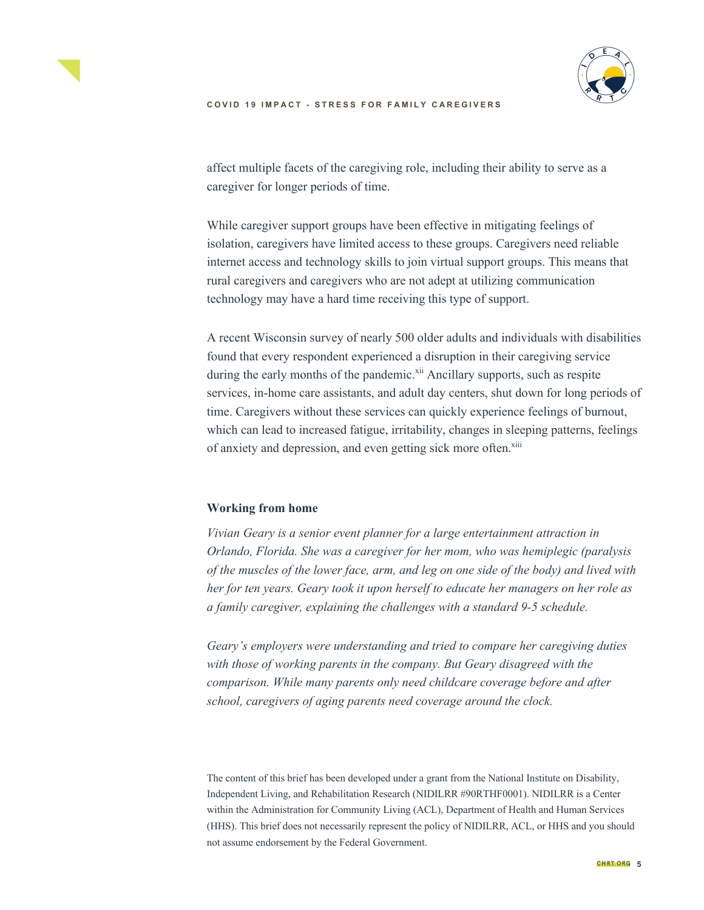affect multiple facets of the caregiving role, including their ability to serve as a caregiver for longer periods of time.

While caregiver support groups have been effective in mitigating feelings of isolation, caregivers have limited access to these groups. Caregivers need reliable internet access and technology skills to join virtual support groups. This means that rural caregivers and caregivers who are not adept at utilizing communication technology may have a hard time receiving this type of support.

A recent Wisconsin survey of nearly 500 older adults and individuals with disabilities found that every respondent experienced a disruption in their caregiving service during the early months of the pandemic.[xii] Ancillary supports, such as respite services, in-home care assistants, and adult day centers, shut down for long periods of time. Caregivers without these services can quickly experience feelings of burnout, which can lead to increased fatigue, irritability, changes in sleeping patterns, feelings of anxiety and depression, and even getting sick more often.[xiii]

### Working from home

*Vivian Geary is a senior event planner for a large entertainment attraction in Orlando, Florida. She was a caregiver for her mom, who was hemiplegic (paralysis of the muscles of the lower face, arm, and leg on one side of the body) and lived with her for ten years. Geary took it upon herself to educate her managers on her role as a family caregiver, explaining the challenges with a standard 9-5 schedule.*

*Geary's employers were understanding and tried to compare her caregiving duties with those of working parents in the company. But Geary disagreed with the comparison. While many parents only need childcare coverage before and after school, caregivers of aging parents need coverage around the clock.*

The content of this brief has been developed under a grant from the National Institute on Disability, Independent Living, and Rehabilitation Research (NIDILRR #90RTHF0001). NIDILRR is a Center within the Administration for Community Living (ACL), Department of Health and Human Services (HHS). This brief does not necessarily represent the policy of NIDILRR, ACL, or HHS and you should not assume endorsement by the Federal Government.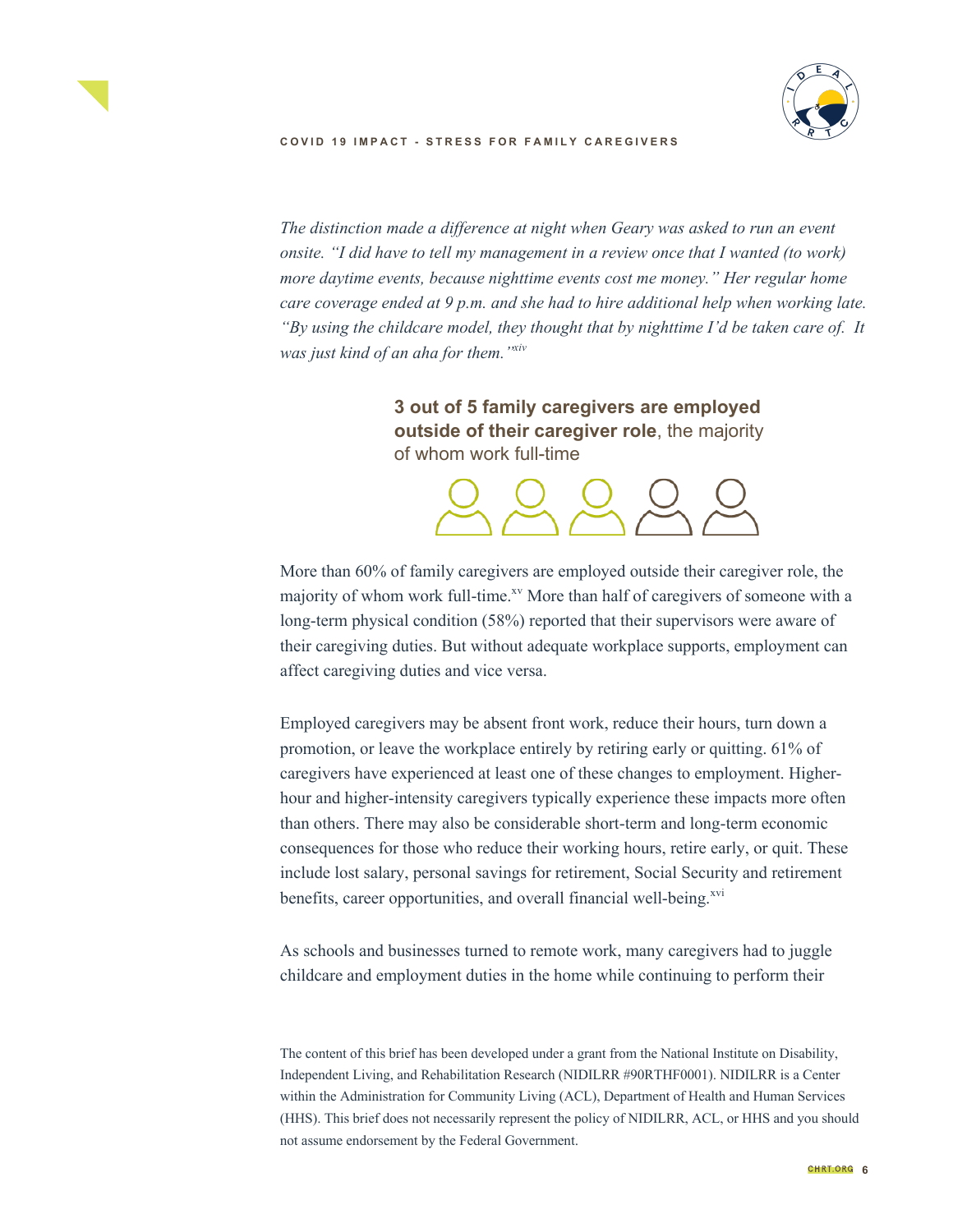*The distinction made a difference at night when Geary was asked to run an event onsite. "I did have to tell my management in a review once that I wanted (to work) more daytime events, because nighttime events cost me money." Her regular home care coverage ended at 9 p.m. and she had to hire additional help when working late. "By using the childcare model, they thought that by nighttime I'd be taken care of. It was just kind of an aha for them."*[xiv]

**3 out of 5 family caregivers are employed outside of their caregiver role**, the majority of whom work full-time

More than 60% of family caregivers are employed outside their caregiver role, the majority of whom work full-time.[xv] More than half of caregivers of someone with a long-term physical condition (58%) reported that their supervisors were aware of their caregiving duties. But without adequate workplace supports, employment can affect caregiving duties and vice versa.

Employed caregivers may be absent front work, reduce their hours, turn down a promotion, or leave the workplace entirely by retiring early or quitting. 61% of caregivers have experienced at least one of these changes to employment. Higher-hour and higher-intensity caregivers typically experience these impacts more often than others. There may also be considerable short-term and long-term economic consequences for those who reduce their working hours, retire early, or quit. These include lost salary, personal savings for retirement, Social Security and retirement benefits, career opportunities, and overall financial well-being.[xvi]

As schools and businesses turned to remote work, many caregivers had to juggle childcare and employment duties in the home while continuing to perform their

The content of this brief has been developed under a grant from the National Institute on Disability, Independent Living, and Rehabilitation Research (NIDILRR #90RTHF0001). NIDILRR is a Center within the Administration for Community Living (ACL), Department of Health and Human Services (HHS). This brief does not necessarily represent the policy of NIDILRR, ACL, or HHS and you should not assume endorsement by the Federal Government.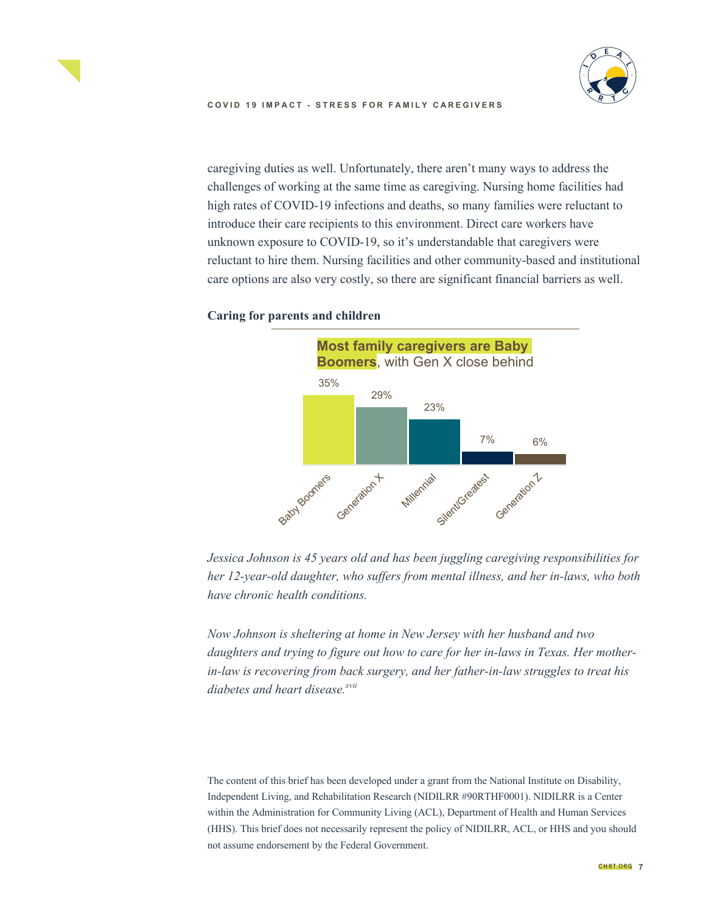caregiving duties as well. Unfortunately, there aren't many ways to address the challenges of working at the same time as caregiving. Nursing home facilities had high rates of COVID-19 infections and deaths, so many families were reluctant to introduce their care recipients to this environment. Direct care workers have unknown exposure to COVID-19, so it's understandable that caregivers were reluctant to hire them. Nursing facilities and other community-based and institutional care options are also very costly, so there are significant financial barriers as well.

### Caring for parents and children

**Most family caregivers are Baby Boomers**, with Gen X close behind

| Generation | Percent |
| --- | --- |
| Baby Boomers | 35% |
| Generation X | 29% |
| Millennial | 23% |
| Silent/Greatest | 7% |
| Generation Z | 6% |

*Jessica Johnson is 45 years old and has been juggling caregiving responsibilities for her 12-year-old daughter, who suffers from mental illness, and her in-laws, who both have chronic health conditions.*

*Now Johnson is sheltering at home in New Jersey with her husband and two daughters and trying to figure out how to care for her in-laws in Texas. Her mother-in-law is recovering from back surgery, and her father-in-law struggles to treat his diabetes and heart disease.*[xvii]

The content of this brief has been developed under a grant from the National Institute on Disability, Independent Living, and Rehabilitation Research (NIDILRR #90RTHF0001). NIDILRR is a Center within the Administration for Community Living (ACL), Department of Health and Human Services (HHS). This brief does not necessarily represent the policy of NIDILRR, ACL, or HHS and you should not assume endorsement by the Federal Government.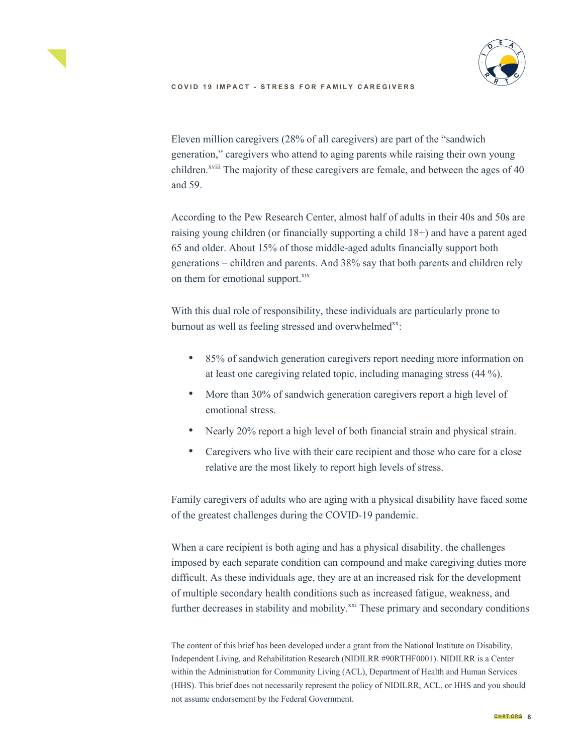Eleven million caregivers (28% of all caregivers) are part of the "sandwich generation," caregivers who attend to aging parents while raising their own young children.[xviii] The majority of these caregivers are female, and between the ages of 40 and 59.

According to the Pew Research Center, almost half of adults in their 40s and 50s are raising young children (or financially supporting a child 18+) and have a parent aged 65 and older. About 15% of those middle-aged adults financially support both generations – children and parents. And 38% say that both parents and children rely on them for emotional support.[xix]

With this dual role of responsibility, these individuals are particularly prone to burnout as well as feeling stressed and overwhelmed[xx]:

- 85% of sandwich generation caregivers report needing more information on at least one caregiving related topic, including managing stress (44 %).
- More than 30% of sandwich generation caregivers report a high level of emotional stress.
- Nearly 20% report a high level of both financial strain and physical strain.
- Caregivers who live with their care recipient and those who care for a close relative are the most likely to report high levels of stress.

Family caregivers of adults who are aging with a physical disability have faced some of the greatest challenges during the COVID-19 pandemic.

When a care recipient is both aging and has a physical disability, the challenges imposed by each separate condition can compound and make caregiving duties more difficult. As these individuals age, they are at an increased risk for the development of multiple secondary health conditions such as increased fatigue, weakness, and further decreases in stability and mobility.[xxi] These primary and secondary conditions

The content of this brief has been developed under a grant from the National Institute on Disability, Independent Living, and Rehabilitation Research (NIDILRR #90RTHF0001). NIDILRR is a Center within the Administration for Community Living (ACL), Department of Health and Human Services (HHS). This brief does not necessarily represent the policy of NIDILRR, ACL, or HHS and you should not assume endorsement by the Federal Government.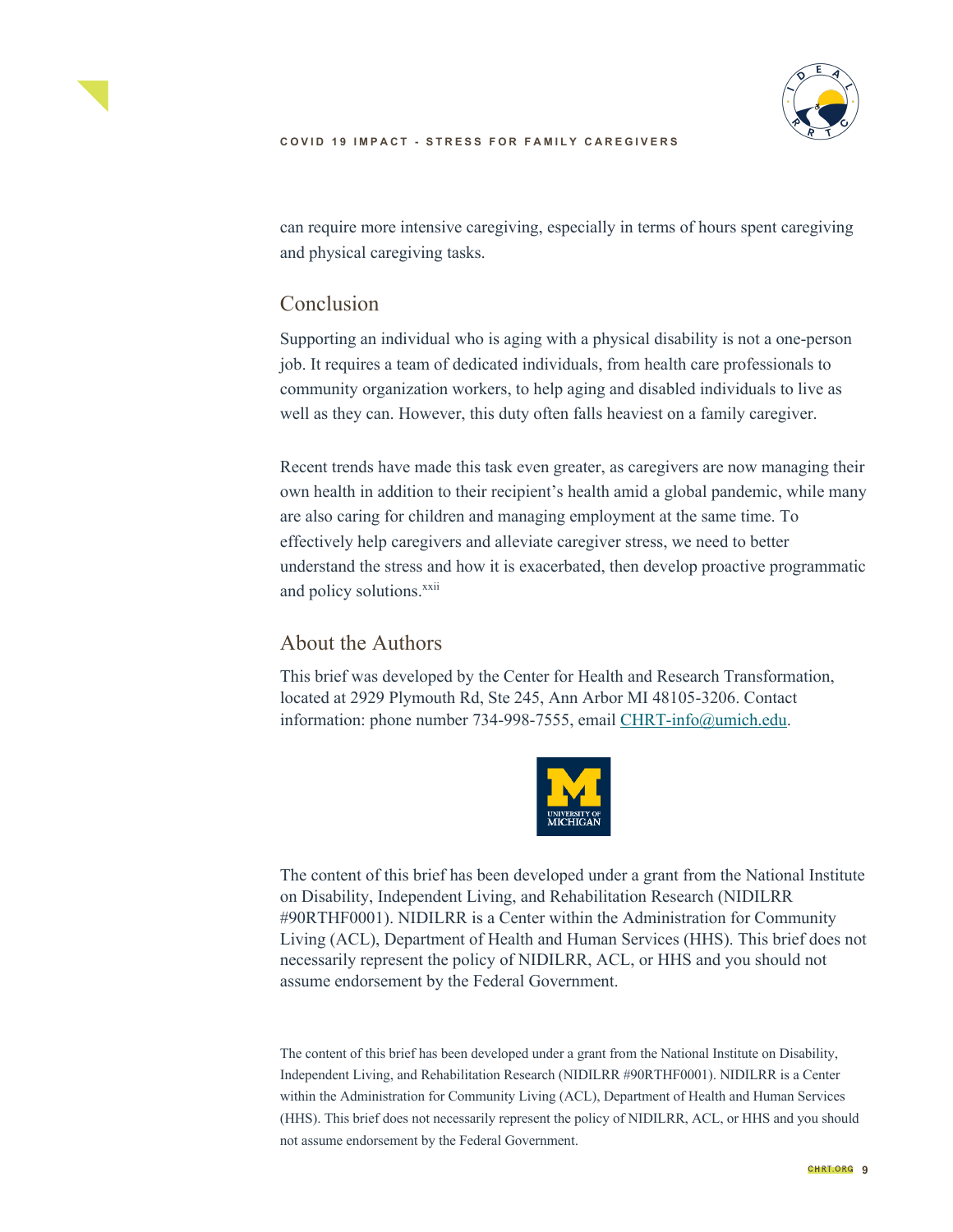can require more intensive caregiving, especially in terms of hours spent caregiving and physical caregiving tasks.

## Conclusion

Supporting an individual who is aging with a physical disability is not a one-person job. It requires a team of dedicated individuals, from health care professionals to community organization workers, to help aging and disabled individuals to live as well as they can. However, this duty often falls heaviest on a family caregiver.

Recent trends have made this task even greater, as caregivers are now managing their own health in addition to their recipient's health amid a global pandemic, while many are also caring for children and managing employment at the same time. To effectively help caregivers and alleviate caregiver stress, we need to better understand the stress and how it is exacerbated, then develop proactive programmatic and policy solutions.[xxii]

## About the Authors

This brief was developed by the Center for Health and Research Transformation, located at 2929 Plymouth Rd, Ste 245, Ann Arbor MI 48105-3206. Contact information: phone number 734-998-7555, email CHRT-info@umich.edu.

The content of this brief has been developed under a grant from the National Institute on Disability, Independent Living, and Rehabilitation Research (NIDILRR #90RTHF0001). NIDILRR is a Center within the Administration for Community Living (ACL), Department of Health and Human Services (HHS). This brief does not necessarily represent the policy of NIDILRR, ACL, or HHS and you should not assume endorsement by the Federal Government.

The content of this brief has been developed under a grant from the National Institute on Disability, Independent Living, and Rehabilitation Research (NIDILRR #90RTHF0001). NIDILRR is a Center within the Administration for Community Living (ACL), Department of Health and Human Services (HHS). This brief does not necessarily represent the policy of NIDILRR, ACL, or HHS and you should not assume endorsement by the Federal Government.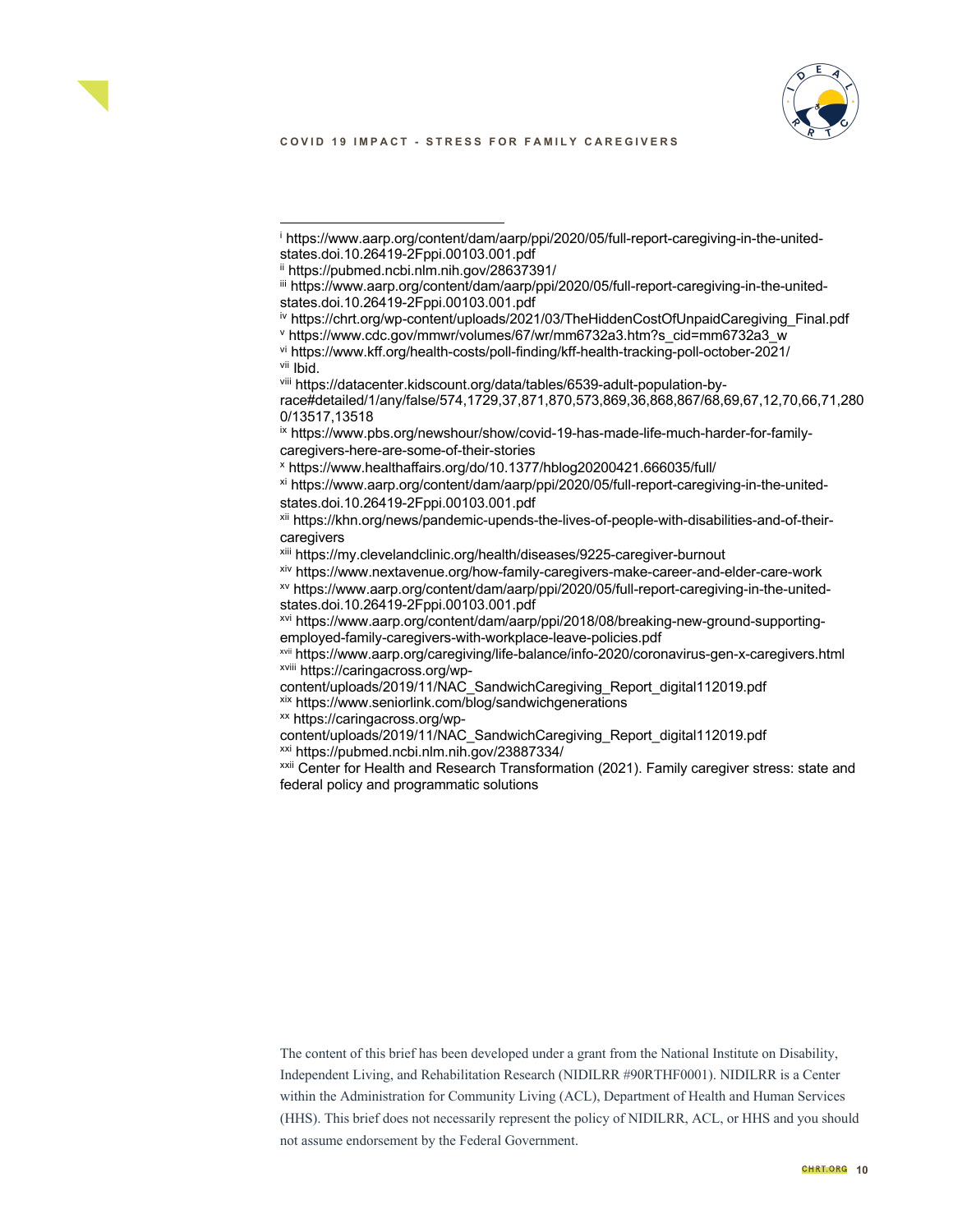[i] https://www.aarp.org/content/dam/aarp/ppi/2020/05/full-report-caregiving-in-the-united-states.doi.10.26419-2Fppi.00103.001.pdf

[ii] https://pubmed.ncbi.nlm.nih.gov/28637391/

[iii] https://www.aarp.org/content/dam/aarp/ppi/2020/05/full-report-caregiving-in-the-united-states.doi.10.26419-2Fppi.00103.001.pdf

[iv] https://chrt.org/wp-content/uploads/2021/03/TheHiddenCostOfUnpaidCaregiving_Final.pdf

[v] https://www.cdc.gov/mmwr/volumes/67/wr/mm6732a3.htm?s_cid=mm6732a3_w

[vi] https://www.kff.org/health-costs/poll-finding/kff-health-tracking-poll-october-2021/

[vii] Ibid.

[viii] https://datacenter.kidscount.org/data/tables/6539-adult-population-by-race#detailed/1/any/false/574,1729,37,871,870,573,869,36,868,867/68,69,67,12,70,66,71,2800/13517,13518

[ix] https://www.pbs.org/newshour/show/covid-19-has-made-life-much-harder-for-family-caregivers-here-are-some-of-their-stories

[x] https://www.healthaffairs.org/do/10.1377/hblog20200421.666035/full/

[xi] https://www.aarp.org/content/dam/aarp/ppi/2020/05/full-report-caregiving-in-the-united-states.doi.10.26419-2Fppi.00103.001.pdf

[xii] https://khn.org/news/pandemic-upends-the-lives-of-people-with-disabilities-and-of-their-caregivers

[xiii] https://my.clevelandclinic.org/health/diseases/9225-caregiver-burnout

[xiv] https://www.nextavenue.org/how-family-caregivers-make-career-and-elder-care-work

[xv] https://www.aarp.org/content/dam/aarp/ppi/2020/05/full-report-caregiving-in-the-united-states.doi.10.26419-2Fppi.00103.001.pdf

[xvi] https://www.aarp.org/content/dam/aarp/ppi/2018/08/breaking-new-ground-supporting-employed-family-caregivers-with-workplace-leave-policies.pdf

[xvii] https://www.aarp.org/caregiving/life-balance/info-2020/coronavirus-gen-x-caregivers.html

[xviii] https://caringacross.org/wp-content/uploads/2019/11/NAC_SandwichCaregiving_Report_digital112019.pdf

[xix] https://www.seniorlink.com/blog/sandwichgenerations

[xx] https://caringacross.org/wp-content/uploads/2019/11/NAC_SandwichCaregiving_Report_digital112019.pdf

[xxi] https://pubmed.ncbi.nlm.nih.gov/23887334/

[xxii] Center for Health and Research Transformation (2021). Family caregiver stress: state and federal policy and programmatic solutions

The content of this brief has been developed under a grant from the National Institute on Disability, Independent Living, and Rehabilitation Research (NIDILRR #90RTHF0001). NIDILRR is a Center within the Administration for Community Living (ACL), Department of Health and Human Services (HHS). This brief does not necessarily represent the policy of NIDILRR, ACL, or HHS and you should not assume endorsement by the Federal Government.